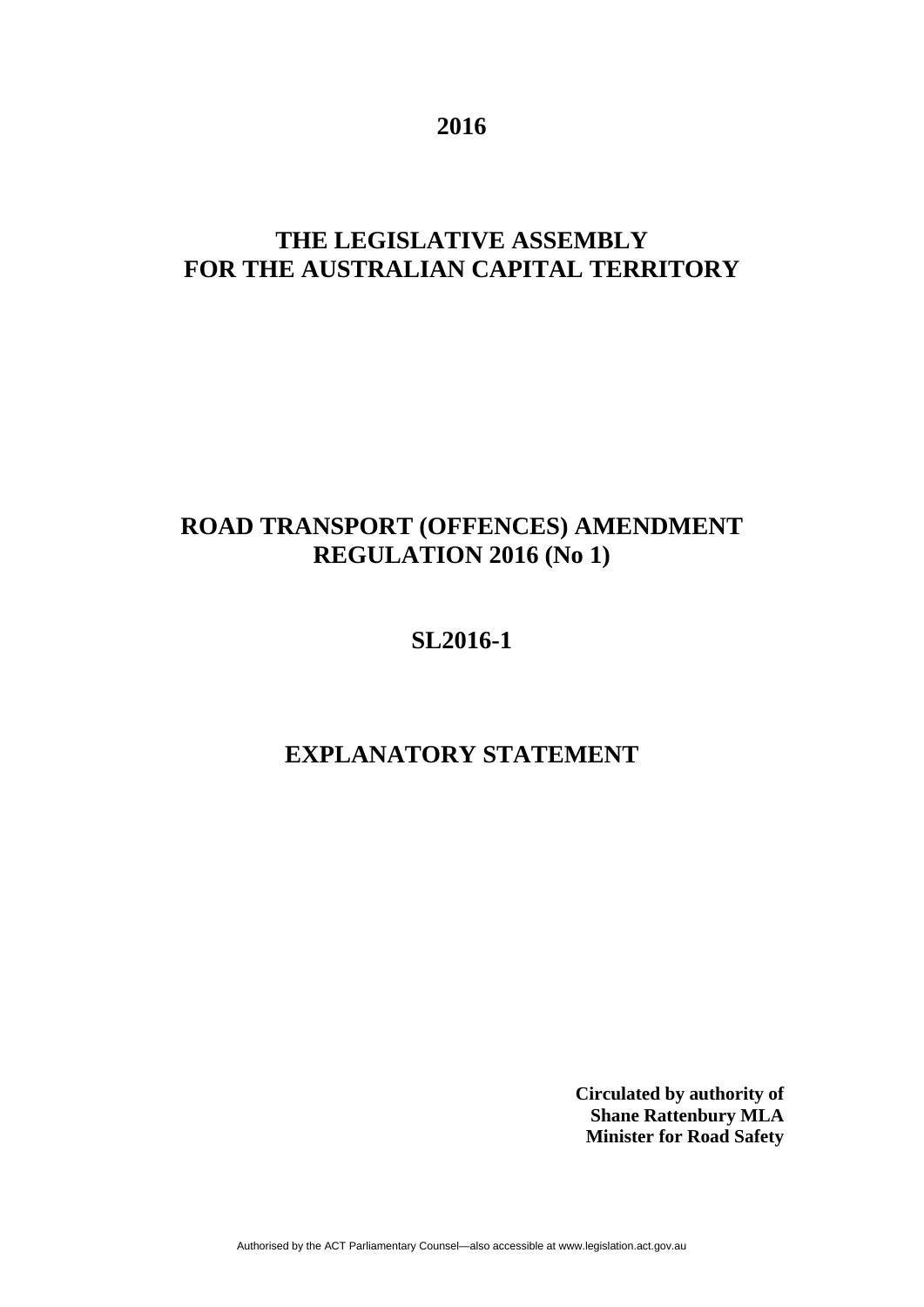**2016**

# THE LEGISLATIVE ASSEMBLY FOR THE AUSTRALIAN CAPITAL TERRITORY

# ROAD TRANSPORT (OFFENCES) AMENDMENT REGULATION 2016 (No 1)

## SL2016-1

## EXPLANATORY STATEMENT

**Circulated by authority of**
**Shane Rattenbury MLA**
**Minister for Road Safety**

Authorised by the ACT Parliamentary Counsel—also accessible at www.legislation.act.gov.au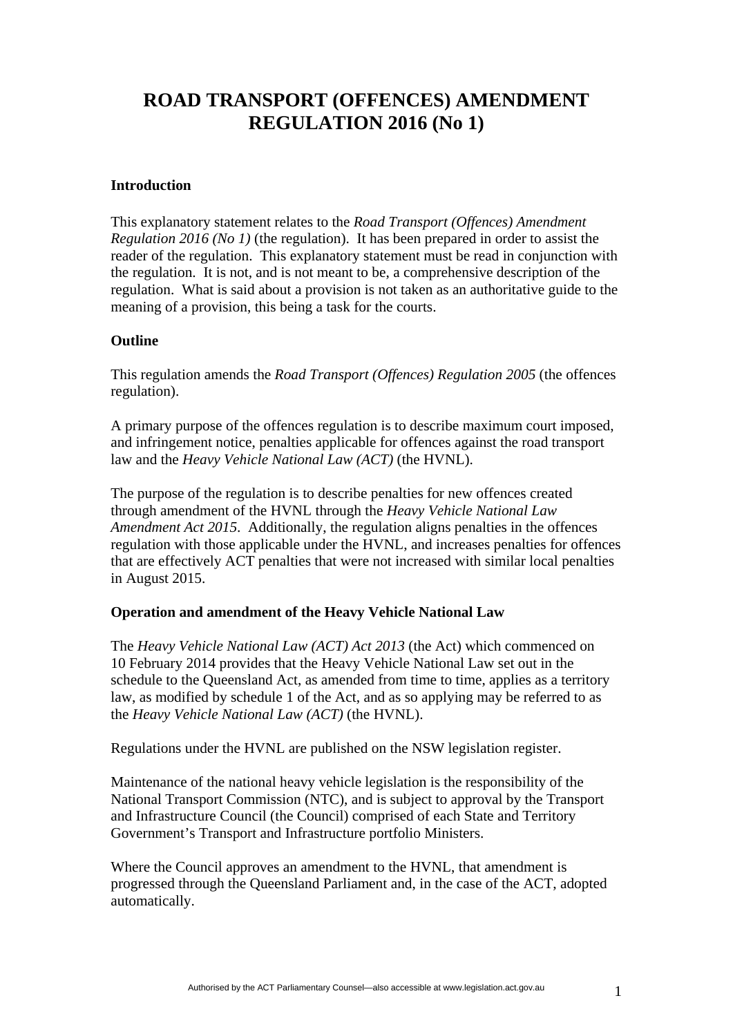# ROAD TRANSPORT (OFFENCES) AMENDMENT REGULATION 2016 (No 1)

**Introduction**

This explanatory statement relates to the *Road Transport (Offences) Amendment Regulation 2016 (No 1)* (the regulation). It has been prepared in order to assist the reader of the regulation. This explanatory statement must be read in conjunction with the regulation. It is not, and is not meant to be, a comprehensive description of the regulation. What is said about a provision is not taken as an authoritative guide to the meaning of a provision, this being a task for the courts.

**Outline**

This regulation amends the *Road Transport (Offences) Regulation 2005* (the offences regulation).

A primary purpose of the offences regulation is to describe maximum court imposed, and infringement notice, penalties applicable for offences against the road transport law and the *Heavy Vehicle National Law (ACT)* (the HVNL).

The purpose of the regulation is to describe penalties for new offences created through amendment of the HVNL through the *Heavy Vehicle National Law Amendment Act 2015*. Additionally, the regulation aligns penalties in the offences regulation with those applicable under the HVNL, and increases penalties for offences that are effectively ACT penalties that were not increased with similar local penalties in August 2015.

**Operation and amendment of the Heavy Vehicle National Law**

The *Heavy Vehicle National Law (ACT) Act 2013* (the Act) which commenced on 10 February 2014 provides that the Heavy Vehicle National Law set out in the schedule to the Queensland Act, as amended from time to time, applies as a territory law, as modified by schedule 1 of the Act, and as so applying may be referred to as the *Heavy Vehicle National Law (ACT)* (the HVNL).

Regulations under the HVNL are published on the NSW legislation register.

Maintenance of the national heavy vehicle legislation is the responsibility of the National Transport Commission (NTC), and is subject to approval by the Transport and Infrastructure Council (the Council) comprised of each State and Territory Government's Transport and Infrastructure portfolio Ministers.

Where the Council approves an amendment to the HVNL, that amendment is progressed through the Queensland Parliament and, in the case of the ACT, adopted automatically.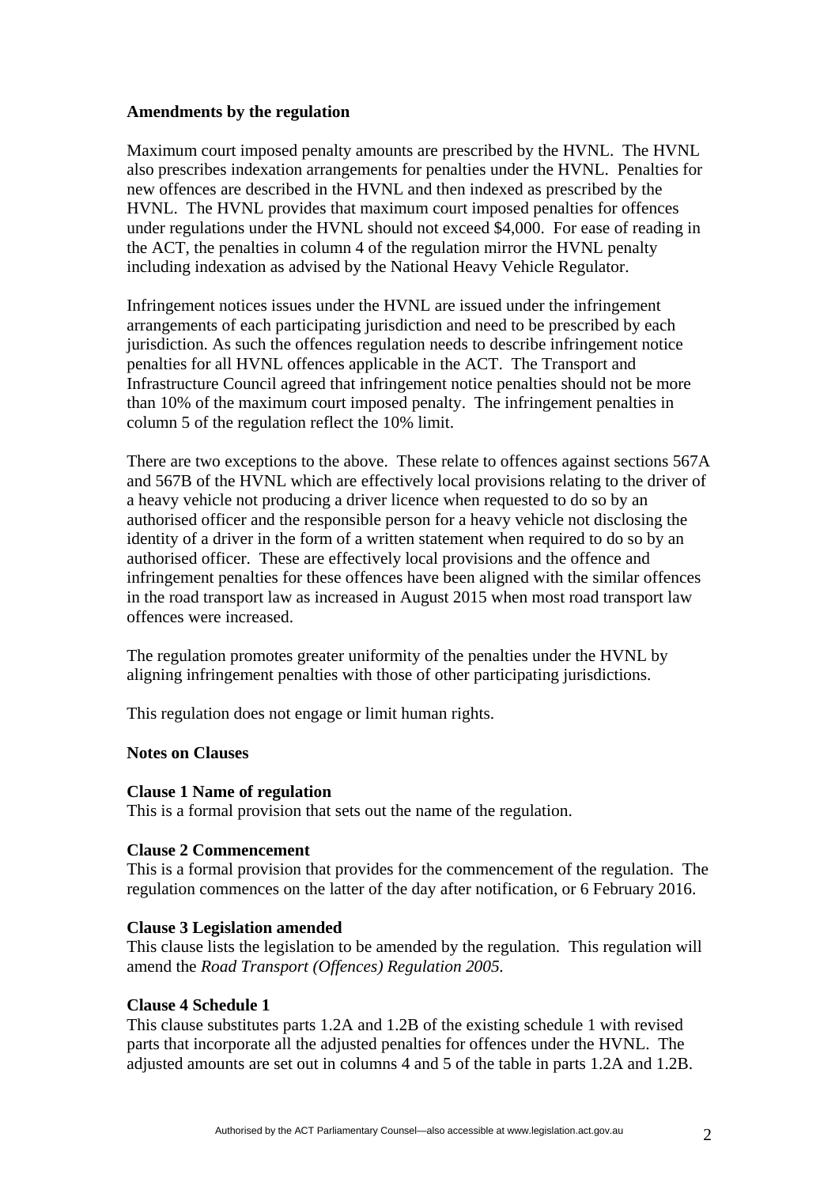**Amendments by the regulation**

Maximum court imposed penalty amounts are prescribed by the HVNL. The HVNL also prescribes indexation arrangements for penalties under the HVNL. Penalties for new offences are described in the HVNL and then indexed as prescribed by the HVNL. The HVNL provides that maximum court imposed penalties for offences under regulations under the HVNL should not exceed $4,000. For ease of reading in the ACT, the penalties in column 4 of the regulation mirror the HVNL penalty including indexation as advised by the National Heavy Vehicle Regulator.

Infringement notices issues under the HVNL are issued under the infringement arrangements of each participating jurisdiction and need to be prescribed by each jurisdiction. As such the offences regulation needs to describe infringement notice penalties for all HVNL offences applicable in the ACT. The Transport and Infrastructure Council agreed that infringement notice penalties should not be more than 10% of the maximum court imposed penalty. The infringement penalties in column 5 of the regulation reflect the 10% limit.

There are two exceptions to the above. These relate to offences against sections 567A and 567B of the HVNL which are effectively local provisions relating to the driver of a heavy vehicle not producing a driver licence when requested to do so by an authorised officer and the responsible person for a heavy vehicle not disclosing the identity of a driver in the form of a written statement when required to do so by an authorised officer. These are effectively local provisions and the offence and infringement penalties for these offences have been aligned with the similar offences in the road transport law as increased in August 2015 when most road transport law offences were increased.

The regulation promotes greater uniformity of the penalties under the HVNL by aligning infringement penalties with those of other participating jurisdictions.

This regulation does not engage or limit human rights.

**Notes on Clauses**

**Clause 1 Name of regulation**
This is a formal provision that sets out the name of the regulation.

**Clause 2 Commencement**
This is a formal provision that provides for the commencement of the regulation. The regulation commences on the latter of the day after notification, or 6 February 2016.

**Clause 3 Legislation amended**
This clause lists the legislation to be amended by the regulation. This regulation will amend the *Road Transport (Offences) Regulation 2005.*

**Clause 4 Schedule 1**
This clause substitutes parts 1.2A and 1.2B of the existing schedule 1 with revised parts that incorporate all the adjusted penalties for offences under the HVNL. The adjusted amounts are set out in columns 4 and 5 of the table in parts 1.2A and 1.2B.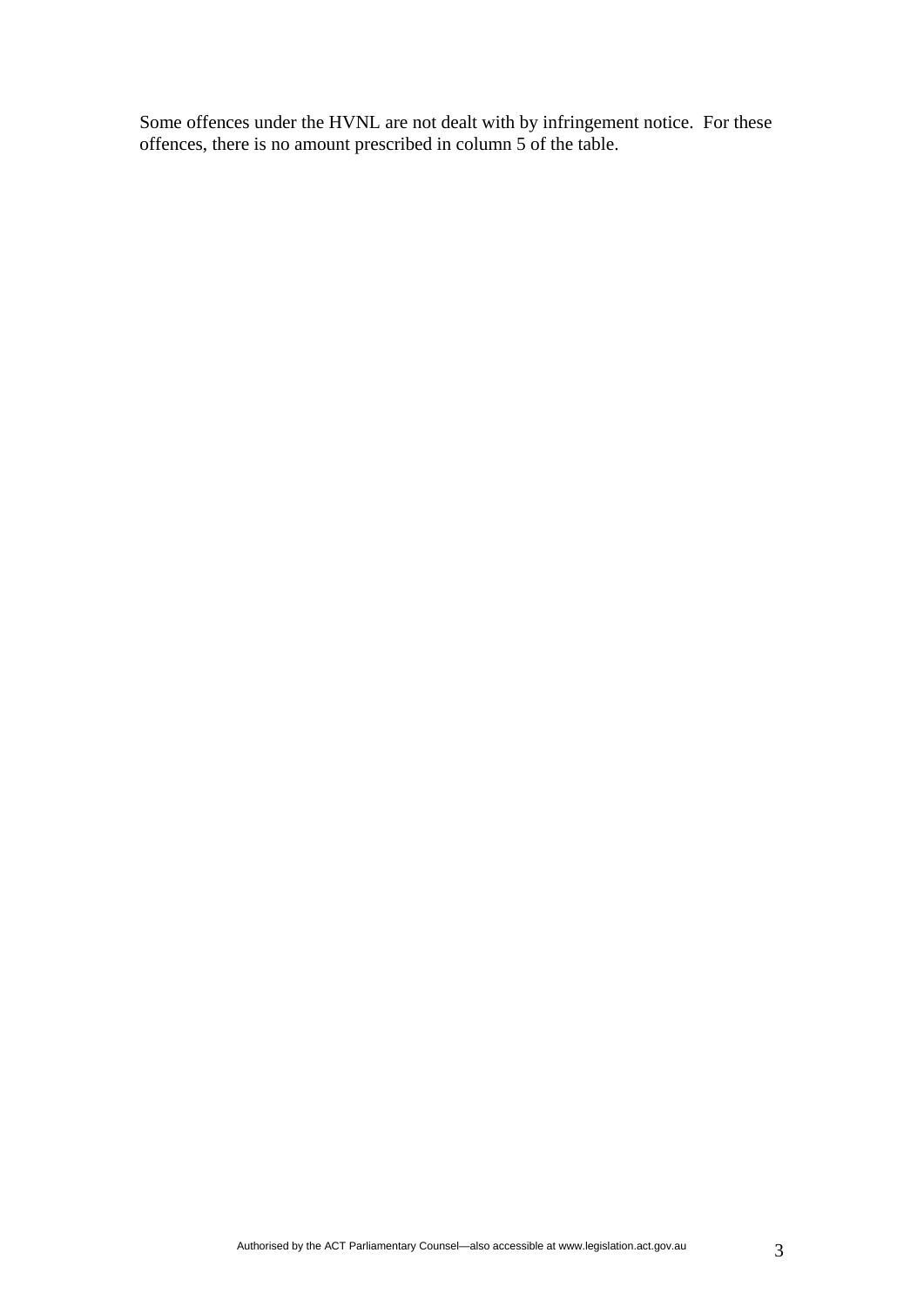Some offences under the HVNL are not dealt with by infringement notice. For these offences, there is no amount prescribed in column 5 of the table.